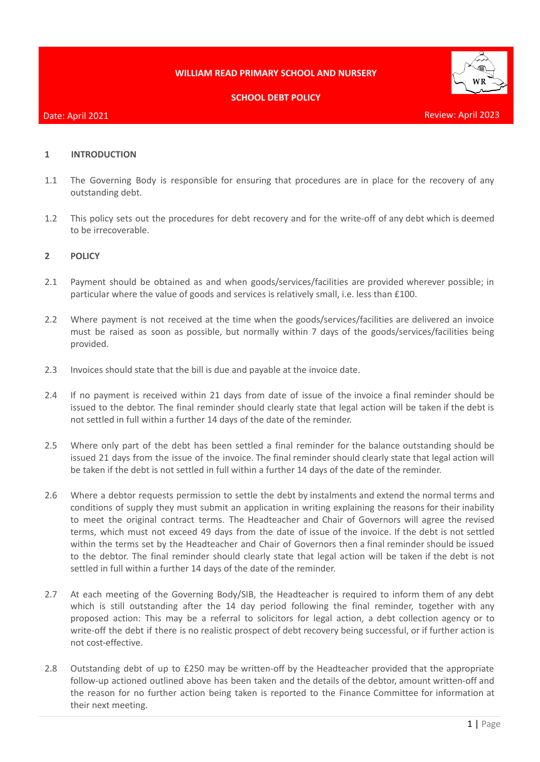**WILLIAM READ PRIMARY SCHOOL AND NURSERY**

**SCHOOL DEBT POLICY**

Date: April 2021

Review: April 2023

## 1 INTRODUCTION

1.1 The Governing Body is responsible for ensuring that procedures are in place for the recovery of any outstanding debt.

1.2 This policy sets out the procedures for debt recovery and for the write-off of any debt which is deemed to be irrecoverable.

## 2 POLICY

2.1 Payment should be obtained as and when goods/services/facilities are provided wherever possible; in particular where the value of goods and services is relatively small, i.e. less than £100.

2.2 Where payment is not received at the time when the goods/services/facilities are delivered an invoice must be raised as soon as possible, but normally within 7 days of the goods/services/facilities being provided.

2.3 Invoices should state that the bill is due and payable at the invoice date.

2.4 If no payment is received within 21 days from date of issue of the invoice a final reminder should be issued to the debtor. The final reminder should clearly state that legal action will be taken if the debt is not settled in full within a further 14 days of the date of the reminder.

2.5 Where only part of the debt has been settled a final reminder for the balance outstanding should be issued 21 days from the issue of the invoice. The final reminder should clearly state that legal action will be taken if the debt is not settled in full within a further 14 days of the date of the reminder.

2.6 Where a debtor requests permission to settle the debt by instalments and extend the normal terms and conditions of supply they must submit an application in writing explaining the reasons for their inability to meet the original contract terms. The Headteacher and Chair of Governors will agree the revised terms, which must not exceed 49 days from the date of issue of the invoice. If the debt is not settled within the terms set by the Headteacher and Chair of Governors then a final reminder should be issued to the debtor. The final reminder should clearly state that legal action will be taken if the debt is not settled in full within a further 14 days of the date of the reminder.

2.7 At each meeting of the Governing Body/SIB, the Headteacher is required to inform them of any debt which is still outstanding after the 14 day period following the final reminder, together with any proposed action: This may be a referral to solicitors for legal action, a debt collection agency or to write-off the debt if there is no realistic prospect of debt recovery being successful, or if further action is not cost-effective.

2.8 Outstanding debt of up to £250 may be written-off by the Headteacher provided that the appropriate follow-up actioned outlined above has been taken and the details of the debtor, amount written-off and the reason for no further action being taken is reported to the Finance Committee for information at their next meeting.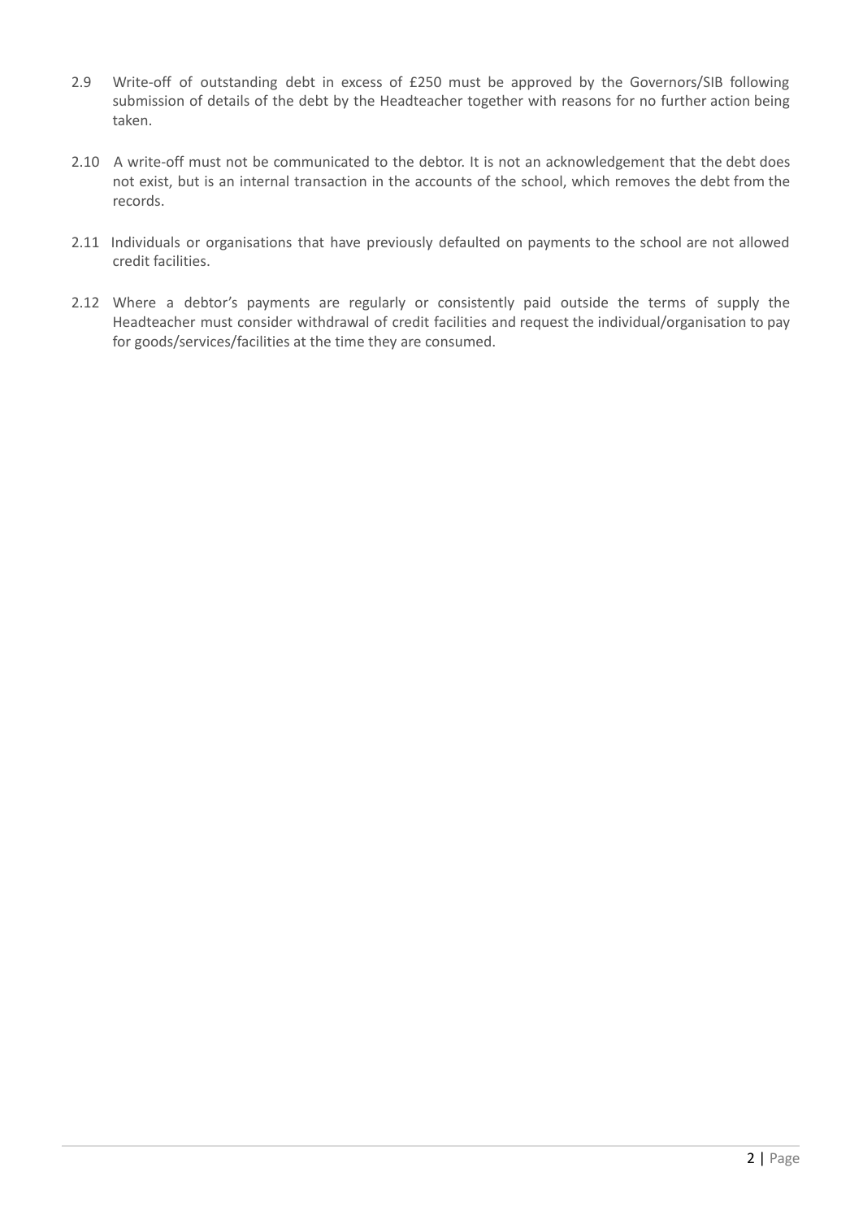2.9 Write-off of outstanding debt in excess of £250 must be approved by the Governors/SIB following submission of details of the debt by the Headteacher together with reasons for no further action being taken.

2.10 A write-off must not be communicated to the debtor. It is not an acknowledgement that the debt does not exist, but is an internal transaction in the accounts of the school, which removes the debt from the records.

2.11 Individuals or organisations that have previously defaulted on payments to the school are not allowed credit facilities.

2.12 Where a debtor's payments are regularly or consistently paid outside the terms of supply the Headteacher must consider withdrawal of credit facilities and request the individual/organisation to pay for goods/services/facilities at the time they are consumed.